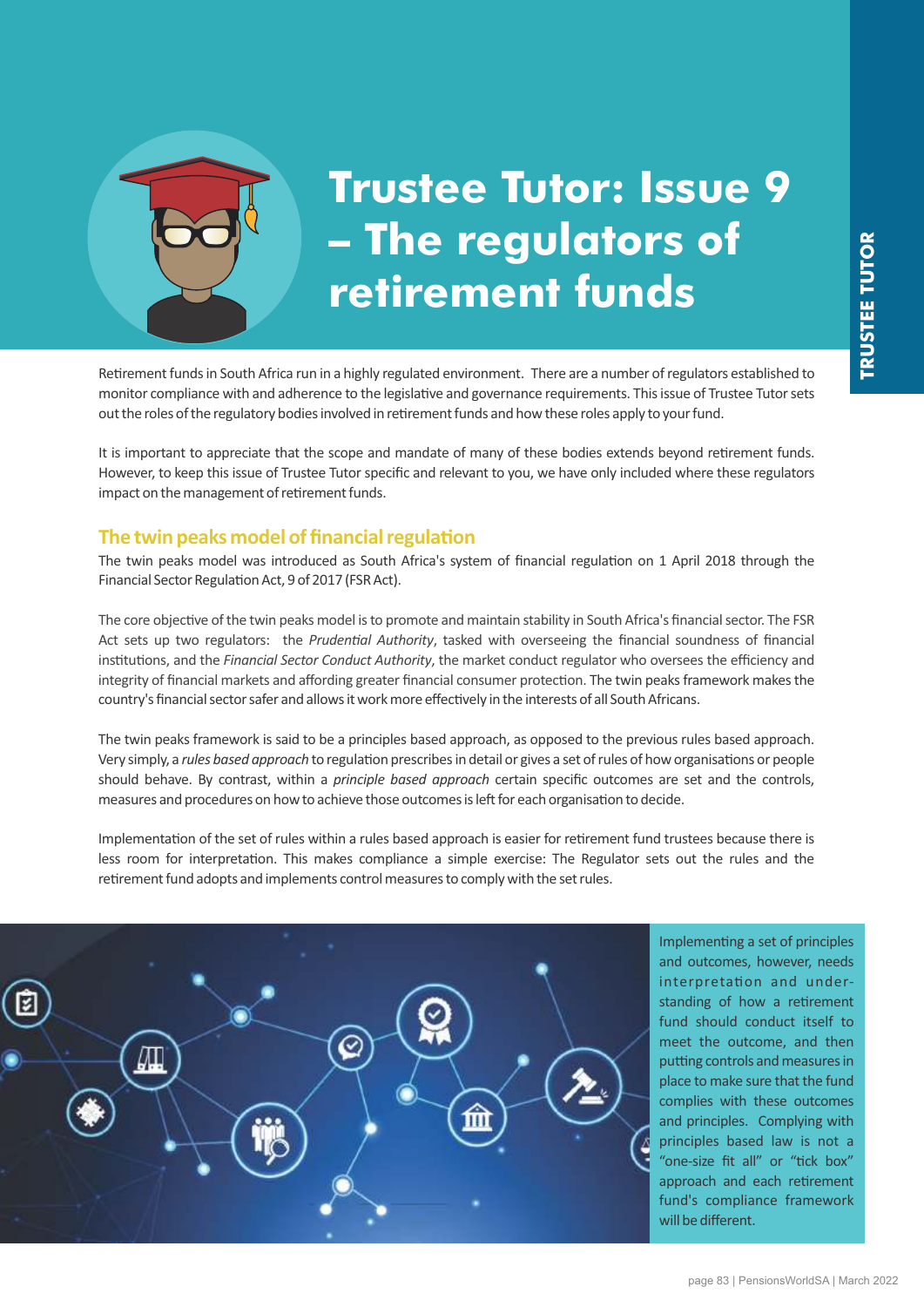# Trustee Tutor: Issue 9 – The regulators of retirement funds

Retirement funds in South Africa run in a highly regulated environment. There are a number of regulators established to monitor compliance with and adherence to the legislative and governance requirements. This issue of Trustee Tutor sets out the roles of the regulatory bodies involved in retirement funds and how these roles apply to your fund.

It is important to appreciate that the scope and mandate of many of these bodies extends beyond retirement funds. However, to keep this issue of Trustee Tutor specific and relevant to you, we have only included where these regulators impact on the management of retirement funds.

## The twin peaks model of financial regulation

The twin peaks model was introduced as South Africa's system of financial regulation on 1 April 2018 through the Financial Sector Regulation Act, 9 of 2017 (FSR Act).

The core objective of the twin peaks model is to promote and maintain stability in South Africa's financial sector. The FSR Act sets up two regulators: the *Prudential Authority*, tasked with overseeing the financial soundness of financial institutions, and the *Financial Sector Conduct Authority*, the market conduct regulator who oversees the efficiency and integrity of financial markets and affording greater financial consumer protection. The twin peaks framework makes the country's financial sector safer and allows it work more effectively in the interests of all South Africans.

The twin peaks framework is said to be a principles based approach, as opposed to the previous rules based approach. Very simply, a *rules based approach* to regulation prescribes in detail or gives a set of rules of how organisations or people should behave. By contrast, within a *principle based approach* certain specific outcomes are set and the controls, measures and procedures on how to achieve those outcomes is left for each organisation to decide.

Implementation of the set of rules within a rules based approach is easier for retirement fund trustees because there is less room for interpretation. This makes compliance a simple exercise: The Regulator sets out the rules and the retirement fund adopts and implements control measures to comply with the set rules.

Implementing a set of principles and outcomes, however, needs interpretation and understanding of how a retirement fund should conduct itself to meet the outcome, and then putting controls and measures in place to make sure that the fund complies with these outcomes and principles. Complying with principles based law is not a "one-size fit all" or "tick box" approach and each retirement fund's compliance framework will be different.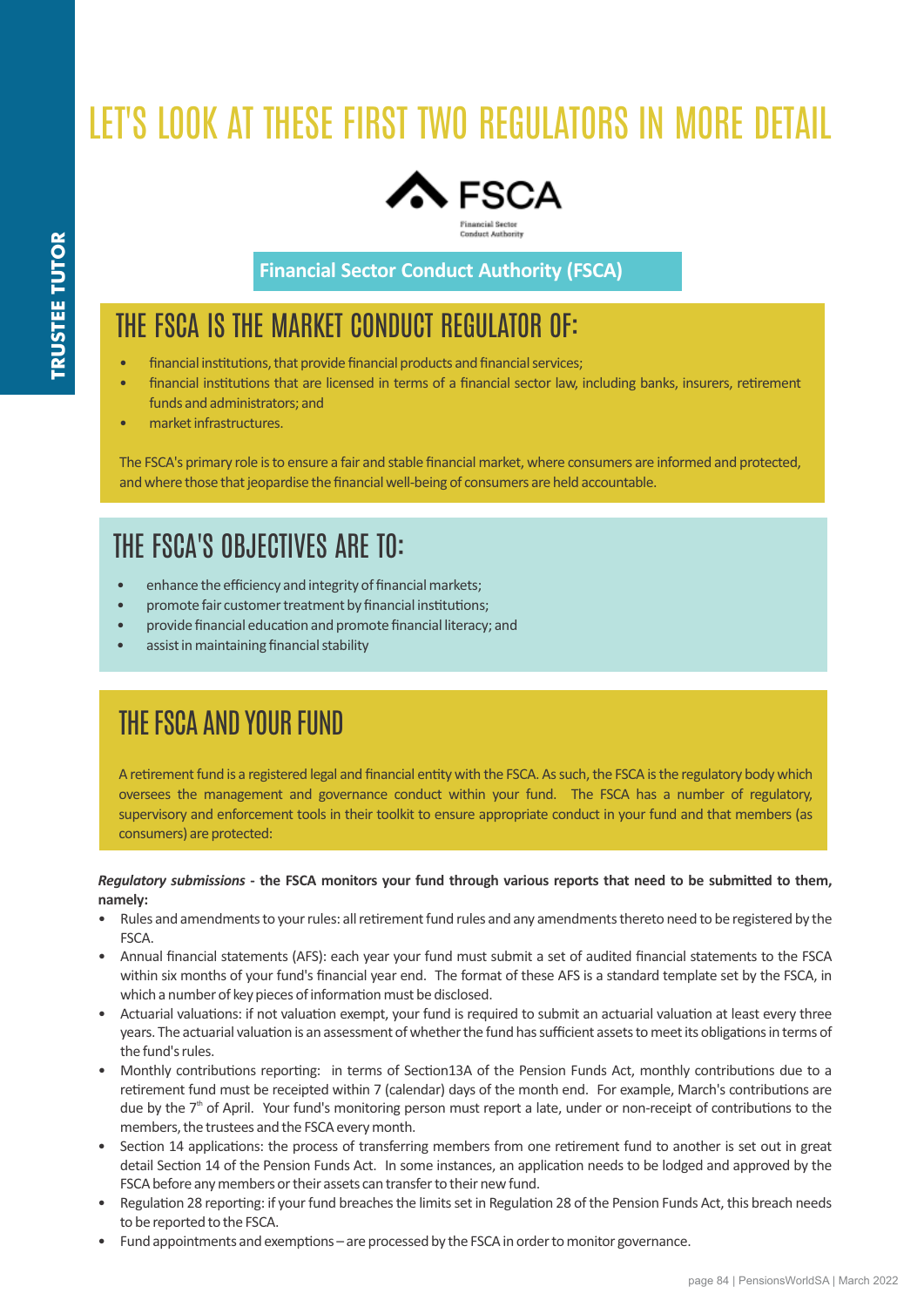# LET'S LOOK AT THESE FIRST TWO REGULATORS IN MORE DETAIL

**Financial Sector Conduct Authority (FSCA)**

## THE FSCA IS THE MARKET CONDUCT REGULATOR OF:

- financial institutions, that provide financial products and financial services;
- financial institutions that are licensed in terms of a financial sector law, including banks, insurers, retirement funds and administrators; and
- market infrastructures.

The FSCA's primary role is to ensure a fair and stable financial market, where consumers are informed and protected, and where those that jeopardise the financial well-being of consumers are held accountable.

## THE FSCA'S OBJECTIVES ARE TO:

- enhance the efficiency and integrity of financial markets;
- promote fair customer treatment by financial institutions;
- provide financial education and promote financial literacy; and
- assist in maintaining financial stability

## THE FSCA AND YOUR FUND

A retirement fund is a registered legal and financial entity with the FSCA. As such, the FSCA is the regulatory body which oversees the management and governance conduct within your fund. The FSCA has a number of regulatory, supervisory and enforcement tools in their toolkit to ensure appropriate conduct in your fund and that members (as consumers) are protected:

***Regulatory submissions* - the FSCA monitors your fund through various reports that need to be submitted to them, namely:**

- Rules and amendments to your rules: all retirement fund rules and any amendments thereto need to be registered by the FSCA.
- Annual financial statements (AFS): each year your fund must submit a set of audited financial statements to the FSCA within six months of your fund's financial year end. The format of these AFS is a standard template set by the FSCA, in which a number of key pieces of information must be disclosed.
- Actuarial valuations: if not valuation exempt, your fund is required to submit an actuarial valuation at least every three years. The actuarial valuation is an assessment of whether the fund has sufficient assets to meet its obligations in terms of the fund's rules.
- Monthly contributions reporting: in terms of Section13A of the Pension Funds Act, monthly contributions due to a retirement fund must be receipted within 7 (calendar) days of the month end. For example, March's contributions are due by the 7th of April. Your fund's monitoring person must report a late, under or non-receipt of contributions to the members, the trustees and the FSCA every month.
- Section 14 applications: the process of transferring members from one retirement fund to another is set out in great detail Section 14 of the Pension Funds Act. In some instances, an application needs to be lodged and approved by the FSCA before any members or their assets can transfer to their new fund.
- Regulation 28 reporting: if your fund breaches the limits set in Regulation 28 of the Pension Funds Act, this breach needs to be reported to the FSCA.
- Fund appointments and exemptions – are processed by the FSCA in order to monitor governance.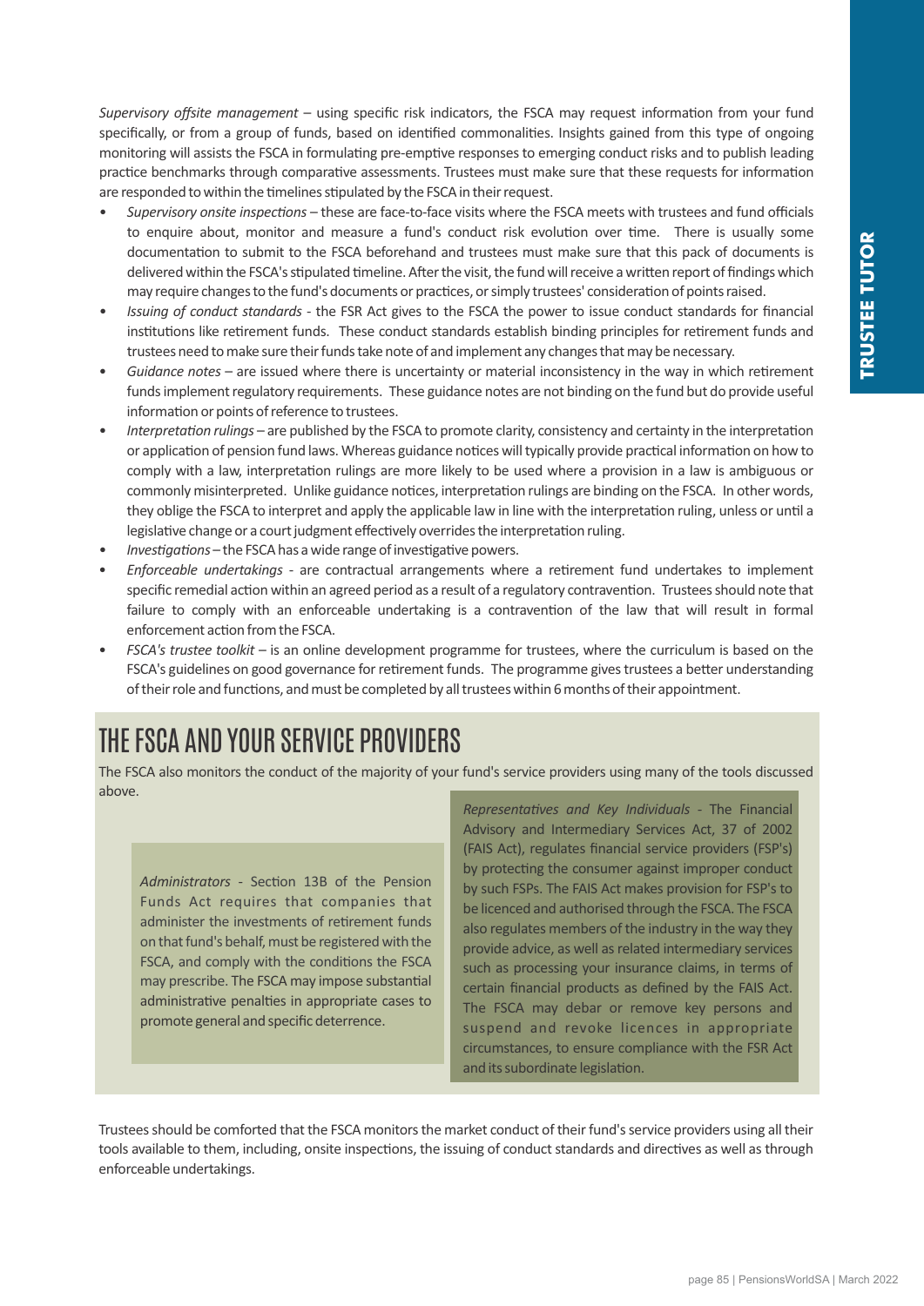*Supervisory offsite management* – using specific risk indicators, the FSCA may request information from your fund specifically, or from a group of funds, based on identified commonalities. Insights gained from this type of ongoing monitoring will assists the FSCA in formulating pre-emptive responses to emerging conduct risks and to publish leading practice benchmarks through comparative assessments. Trustees must make sure that these requests for information are responded to within the timelines stipulated by the FSCA in their request.

- *Supervisory onsite inspections* – these are face-to-face visits where the FSCA meets with trustees and fund officials to enquire about, monitor and measure a fund's conduct risk evolution over time. There is usually some documentation to submit to the FSCA beforehand and trustees must make sure that this pack of documents is delivered within the FSCA's stipulated timeline. After the visit, the fund will receive a written report of findings which may require changes to the fund's documents or practices, or simply trustees' consideration of points raised.
- *Issuing of conduct standards* - the FSR Act gives to the FSCA the power to issue conduct standards for financial institutions like retirement funds. These conduct standards establish binding principles for retirement funds and trustees need to make sure their funds take note of and implement any changes that may be necessary.
- *Guidance notes* – are issued where there is uncertainty or material inconsistency in the way in which retirement funds implement regulatory requirements. These guidance notes are not binding on the fund but do provide useful information or points of reference to trustees.
- *Interpretation rulings* – are published by the FSCA to promote clarity, consistency and certainty in the interpretation or application of pension fund laws. Whereas guidance notices will typically provide practical information on how to comply with a law, interpretation rulings are more likely to be used where a provision in a law is ambiguous or commonly misinterpreted. Unlike guidance notices, interpretation rulings are binding on the FSCA. In other words, they oblige the FSCA to interpret and apply the applicable law in line with the interpretation ruling, unless or until a legislative change or a court judgment effectively overrides the interpretation ruling.
- *Investigations* – the FSCA has a wide range of investigative powers.
- *Enforceable undertakings* - are contractual arrangements where a retirement fund undertakes to implement specific remedial action within an agreed period as a result of a regulatory contravention. Trustees should note that failure to comply with an enforceable undertaking is a contravention of the law that will result in formal enforcement action from the FSCA.
- *FSCA's trustee toolkit* – is an online development programme for trustees, where the curriculum is based on the FSCA's guidelines on good governance for retirement funds. The programme gives trustees a better understanding of their role and functions, and must be completed by all trustees within 6 months of their appointment.

## THE FSCA AND YOUR SERVICE PROVIDERS

The FSCA also monitors the conduct of the majority of your fund's service providers using many of the tools discussed above.

*Administrators* - Section 13B of the Pension Funds Act requires that companies that administer the investments of retirement funds on that fund's behalf, must be registered with the FSCA, and comply with the conditions the FSCA may prescribe. The FSCA may impose substantial administrative penalties in appropriate cases to promote general and specific deterrence.

*Representatives and Key Individuals* - The Financial Advisory and Intermediary Services Act, 37 of 2002 (FAIS Act), regulates financial service providers (FSP's) by protecting the consumer against improper conduct by such FSPs. The FAIS Act makes provision for FSP's to be licenced and authorised through the FSCA. The FSCA also regulates members of the industry in the way they provide advice, as well as related intermediary services such as processing your insurance claims, in terms of certain financial products as defined by the FAIS Act. The FSCA may debar or remove key persons and suspend and revoke licences in appropriate circumstances, to ensure compliance with the FSR Act and its subordinate legislation.

Trustees should be comforted that the FSCA monitors the market conduct of their fund's service providers using all their tools available to them, including, onsite inspections, the issuing of conduct standards and directives as well as through enforceable undertakings.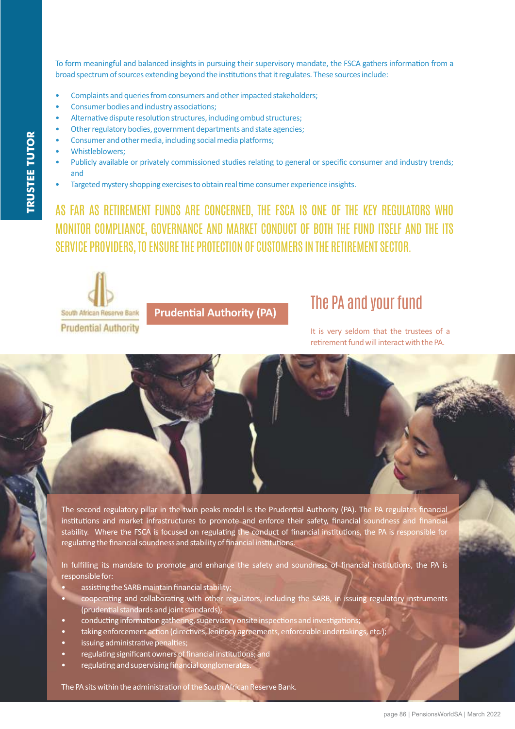To form meaningful and balanced insights in pursuing their supervisory mandate, the FSCA gathers information from a broad spectrum of sources extending beyond the institutions that it regulates. These sources include:

- Complaints and queries from consumers and other impacted stakeholders;
- Consumer bodies and industry associations;
- Alternative dispute resolution structures, including ombud structures;
- Other regulatory bodies, government departments and state agencies;
- Consumer and other media, including social media platforms;
- Whistleblowers;
- Publicly available or privately commissioned studies relating to general or specific consumer and industry trends; and
- Targeted mystery shopping exercises to obtain real time consumer experience insights.

AS FAR AS RETIREMENT FUNDS ARE CONCERNED, THE FSCA IS ONE OF THE KEY REGULATORS WHO MONITOR COMPLIANCE, GOVERNANCE AND MARKET CONDUCT OF BOTH THE FUND ITSELF AND THE ITS SERVICE PROVIDERS, TO ENSURE THE PROTECTION OF CUSTOMERS IN THE RETIREMENT SECTOR.

South African Reserve Bank Prudential Authority

## Prudential Authority (PA)

## The PA and your fund

It is very seldom that the trustees of a retirement fund will interact with the PA.

The second regulatory pillar in the twin peaks model is the Prudential Authority (PA). The PA regulates financial institutions and market infrastructures to promote and enforce their safety, financial soundness and financial stability. Where the FSCA is focused on regulating the conduct of financial institutions, the PA is responsible for regulating the financial soundness and stability of financial institutions.

In fulfilling its mandate to promote and enhance the safety and soundness of financial institutions, the PA is responsible for:

- assisting the SARB maintain financial stability;
- cooperating and collaborating with other regulators, including the SARB, in issuing regulatory instruments (prudential standards and joint standards);
- conducting information gathering, supervisory onsite inspections and investigations;
- taking enforcement action (directives, leniency agreements, enforceable undertakings, etc.);
- issuing administrative penalties;
- regulating significant owners of financial institutions; and
- regulating and supervising financial conglomerates.

The PA sits within the administration of the South African Reserve Bank.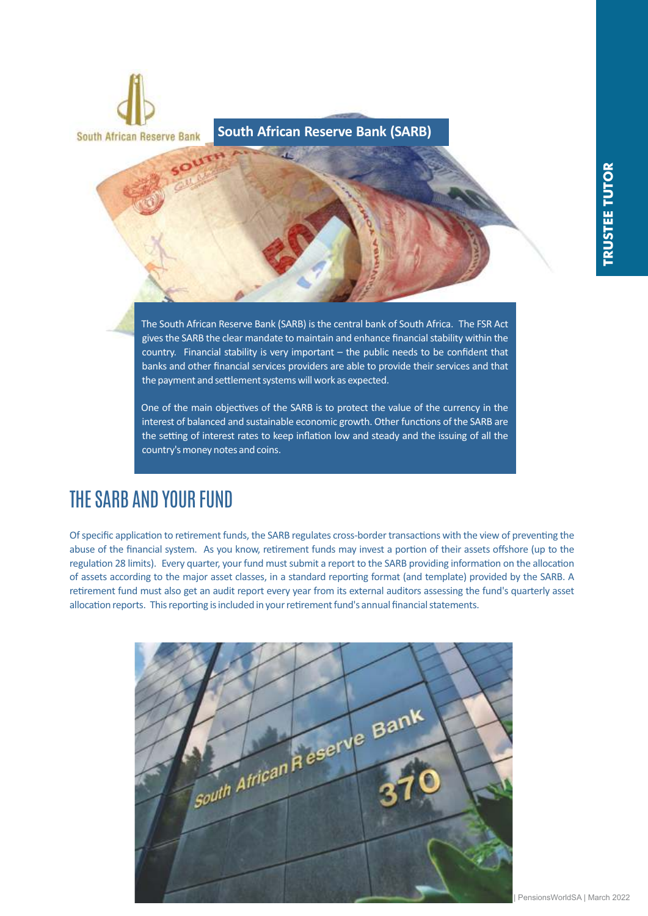## South African Reserve Bank (SARB)

The South African Reserve Bank (SARB) is the central bank of South Africa. The FSR Act gives the SARB the clear mandate to maintain and enhance financial stability within the country. Financial stability is very important – the public needs to be confident that banks and other financial services providers are able to provide their services and that the payment and settlement systems will work as expected.

One of the main objectives of the SARB is to protect the value of the currency in the interest of balanced and sustainable economic growth. Other functions of the SARB are the setting of interest rates to keep inflation low and steady and the issuing of all the country's money notes and coins.

# THE SARB AND YOUR FUND

Of specific application to retirement funds, the SARB regulates cross-border transactions with the view of preventing the abuse of the financial system. As you know, retirement funds may invest a portion of their assets offshore (up to the regulation 28 limits). Every quarter, your fund must submit a report to the SARB providing information on the allocation of assets according to the major asset classes, in a standard reporting format (and template) provided by the SARB. A retirement fund must also get an audit report every year from its external auditors assessing the fund's quarterly asset allocation reports. This reporting is included in your retirement fund's annual financial statements.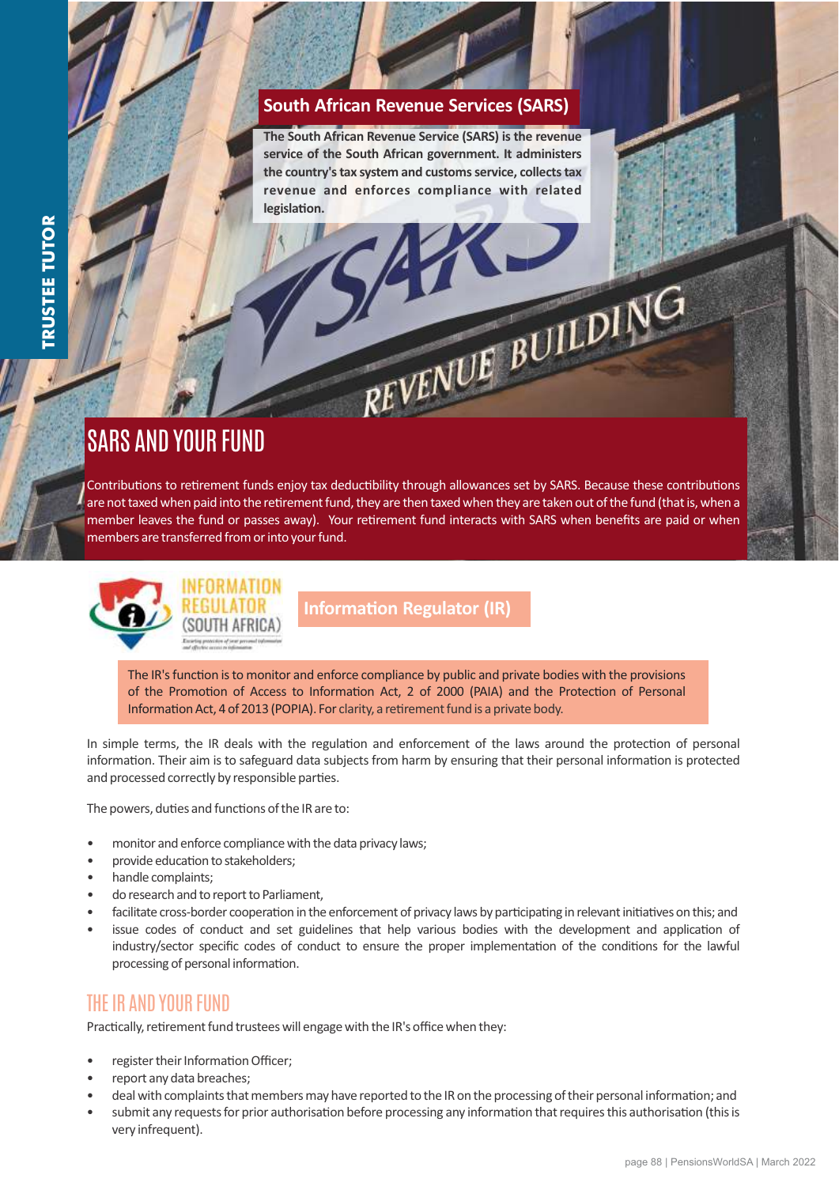## South African Revenue Services (SARS)

**The South African Revenue Service (SARS) is the revenue service of the South African government. It administers the country's tax system and customs service, collects tax revenue and enforces compliance with related legislation.**

# SARS AND YOUR FUND

Contributions to retirement funds enjoy tax deductibility through allowances set by SARS. Because these contributions are not taxed when paid into the retirement fund, they are then taxed when they are taken out of the fund (that is, when a member leaves the fund or passes away). Your retirement fund interacts with SARS when benefits are paid or when members are transferred from or into your fund.

## Information Regulator (IR)

The IR's function is to monitor and enforce compliance by public and private bodies with the provisions of the Promotion of Access to Information Act, 2 of 2000 (PAIA) and the Protection of Personal Information Act, 4 of 2013 (POPIA). For clarity, a retirement fund is a private body.

In simple terms, the IR deals with the regulation and enforcement of the laws around the protection of personal information. Their aim is to safeguard data subjects from harm by ensuring that their personal information is protected and processed correctly by responsible parties.

The powers, duties and functions of the IR are to:

- monitor and enforce compliance with the data privacy laws;
- provide education to stakeholders;
- handle complaints;
- do research and to report to Parliament,
- facilitate cross-border cooperation in the enforcement of privacy laws by participating in relevant initiatives on this; and
- issue codes of conduct and set guidelines that help various bodies with the development and application of industry/sector specific codes of conduct to ensure the proper implementation of the conditions for the lawful processing of personal information.

# THE IR AND YOUR FUND

Practically, retirement fund trustees will engage with the IR's office when they:

- register their Information Officer;
- report any data breaches;
- deal with complaints that members may have reported to the IR on the processing of their personal information; and
- submit any requests for prior authorisation before processing any information that requires this authorisation (this is very infrequent).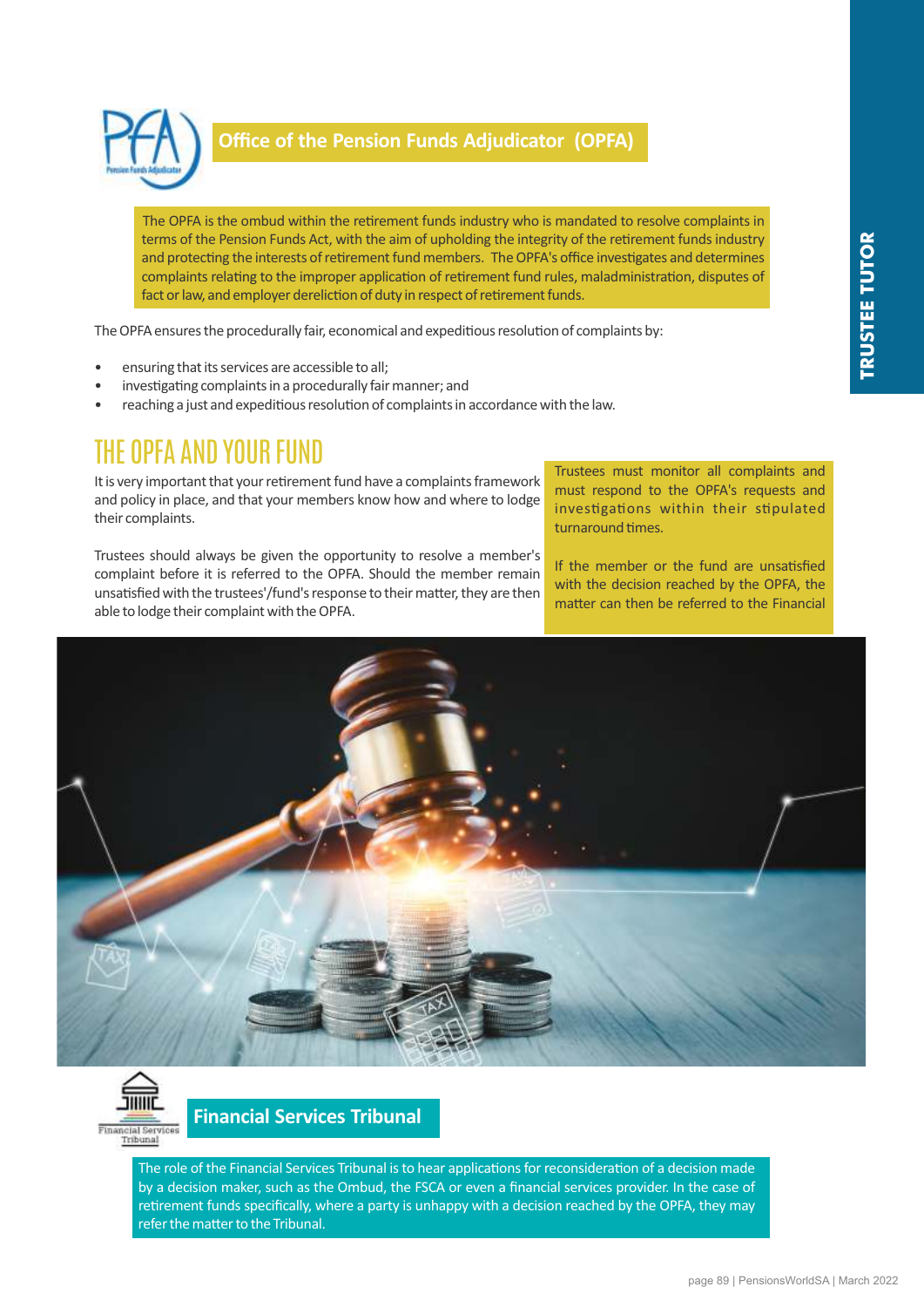## Office of the Pension Funds Adjudicator (OPFA)

The OPFA is the ombud within the retirement funds industry who is mandated to resolve complaints in terms of the Pension Funds Act, with the aim of upholding the integrity of the retirement funds industry and protecting the interests of retirement fund members. The OPFA's office investigates and determines complaints relating to the improper application of retirement fund rules, maladministration, disputes of fact or law, and employer dereliction of duty in respect of retirement funds.

The OPFA ensures the procedurally fair, economical and expeditious resolution of complaints by:

- ensuring that its services are accessible to all;
- investigating complaints in a procedurally fair manner; and
- reaching a just and expeditious resolution of complaints in accordance with the law.

# THE OPFA AND YOUR FUND

It is very important that your retirement fund have a complaints framework and policy in place, and that your members know how and where to lodge their complaints.

Trustees should always be given the opportunity to resolve a member's complaint before it is referred to the OPFA. Should the member remain unsatisfied with the trustees'/fund's response to their matter, they are then able to lodge their complaint with the OPFA.

Trustees must monitor all complaints and must respond to the OPFA's requests and investigations within their stipulated turnaround times.

If the member or the fund are unsatisfied with the decision reached by the OPFA, the matter can then be referred to the Financial

## Financial Services Tribunal

The role of the Financial Services Tribunal is to hear applications for reconsideration of a decision made by a decision maker, such as the Ombud, the FSCA or even a financial services provider. In the case of retirement funds specifically, where a party is unhappy with a decision reached by the OPFA, they may refer the matter to the Tribunal.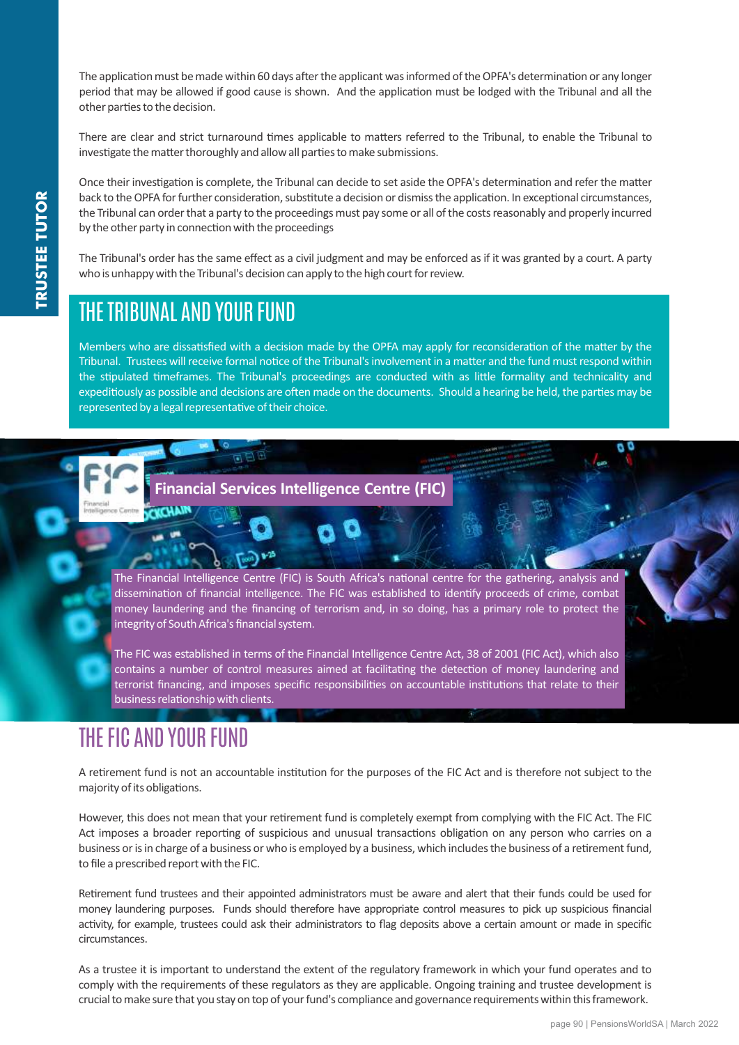The application must be made within 60 days after the applicant was informed of the OPFA's determination or any longer period that may be allowed if good cause is shown. And the application must be lodged with the Tribunal and all the other parties to the decision.

There are clear and strict turnaround times applicable to matters referred to the Tribunal, to enable the Tribunal to investigate the matter thoroughly and allow all parties to make submissions.

Once their investigation is complete, the Tribunal can decide to set aside the OPFA's determination and refer the matter back to the OPFA for further consideration, substitute a decision or dismiss the application. In exceptional circumstances, the Tribunal can order that a party to the proceedings must pay some or all of the costs reasonably and properly incurred by the other party in connection with the proceedings

The Tribunal's order has the same effect as a civil judgment and may be enforced as if it was granted by a court. A party who is unhappy with the Tribunal's decision can apply to the high court for review.

## THE TRIBUNAL AND YOUR FUND

Members who are dissatisfied with a decision made by the OPFA may apply for reconsideration of the matter by the Tribunal. Trustees will receive formal notice of the Tribunal's involvement in a matter and the fund must respond within the stipulated timeframes. The Tribunal's proceedings are conducted with as little formality and technicality and expeditiously as possible and decisions are often made on the documents. Should a hearing be held, the parties may be represented by a legal representative of their choice.

## Financial Services Intelligence Centre (FIC)

The Financial Intelligence Centre (FIC) is South Africa's national centre for the gathering, analysis and dissemination of financial intelligence. The FIC was established to identify proceeds of crime, combat money laundering and the financing of terrorism and, in so doing, has a primary role to protect the integrity of South Africa's financial system.

The FIC was established in terms of the Financial Intelligence Centre Act, 38 of 2001 (FIC Act), which also contains a number of control measures aimed at facilitating the detection of money laundering and terrorist financing, and imposes specific responsibilities on accountable institutions that relate to their business relationship with clients.

## THE FIC AND YOUR FUND

A retirement fund is not an accountable institution for the purposes of the FIC Act and is therefore not subject to the majority of its obligations.

However, this does not mean that your retirement fund is completely exempt from complying with the FIC Act. The FIC Act imposes a broader reporting of suspicious and unusual transactions obligation on any person who carries on a business or is in charge of a business or who is employed by a business, which includes the business of a retirement fund, to file a prescribed report with the FIC.

Retirement fund trustees and their appointed administrators must be aware and alert that their funds could be used for money laundering purposes. Funds should therefore have appropriate control measures to pick up suspicious financial activity, for example, trustees could ask their administrators to flag deposits above a certain amount or made in specific circumstances.

As a trustee it is important to understand the extent of the regulatory framework in which your fund operates and to comply with the requirements of these regulators as they are applicable. Ongoing training and trustee development is crucial to make sure that you stay on top of your fund's compliance and governance requirements within this framework.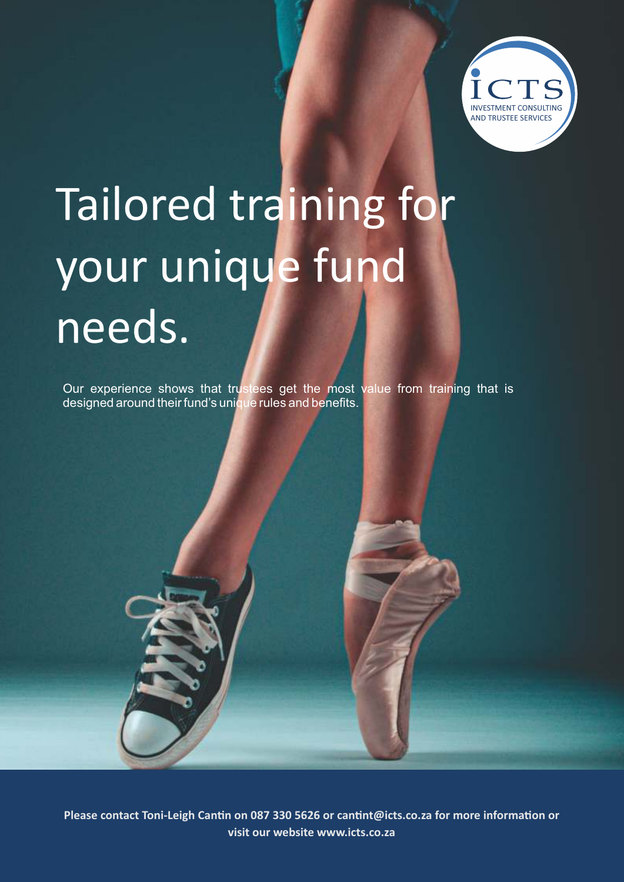ICTS
INVESTMENT CONSULTING AND TRUSTEE SERVICES

# Tailored training for your unique fund needs.

Our experience shows that trustees get the most value from training that is designed around their fund's unique rules and benefits.

**Please contact Toni-Leigh Cantin on 087 330 5626 or cantint@icts.co.za for more information or visit our website www.icts.co.za**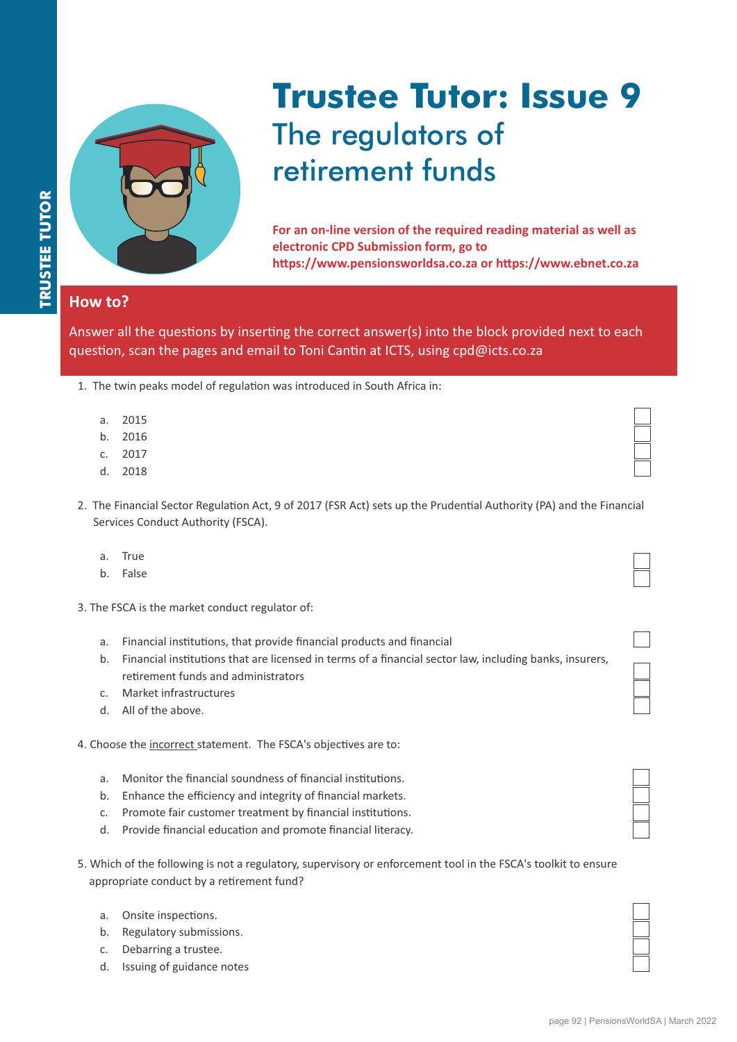# Trustee Tutor: Issue 9

## The regulators of retirement funds

**For an on-line version of the required reading material as well as electronic CPD Submission form, go to https://www.pensionsworldsa.co.za or https://www.ebnet.co.za**

### How to?

Answer all the questions by inserting the correct answer(s) into the block provided next to each question, scan the pages and email to Toni Cantin at ICTS, using cpd@icts.co.za

1. The twin peaks model of regulation was introduced in South Africa in:

   a. 2015
   b. 2016
   c. 2017
   d. 2018

2. The Financial Sector Regulation Act, 9 of 2017 (FSR Act) sets up the Prudential Authority (PA) and the Financial Services Conduct Authority (FSCA).

   a. True
   b. False

3. The FSCA is the market conduct regulator of:

   a. Financial institutions, that provide financial products and financial
   b. Financial institutions that are licensed in terms of a financial sector law, including banks, insurers, retirement funds and administrators
   c. Market infrastructures
   d. All of the above.

4. Choose the <u>incorrect</u> statement. The FSCA's objectives are to:

   a. Monitor the financial soundness of financial institutions.
   b. Enhance the efficiency and integrity of financial markets.
   c. Promote fair customer treatment by financial institutions.
   d. Provide financial education and promote financial literacy.

5. Which of the following is not a regulatory, supervisory or enforcement tool in the FSCA's toolkit to ensure appropriate conduct by a retirement fund?

   a. Onsite inspections.
   b. Regulatory submissions.
   c. Debarring a trustee.
   d. Issuing of guidance notes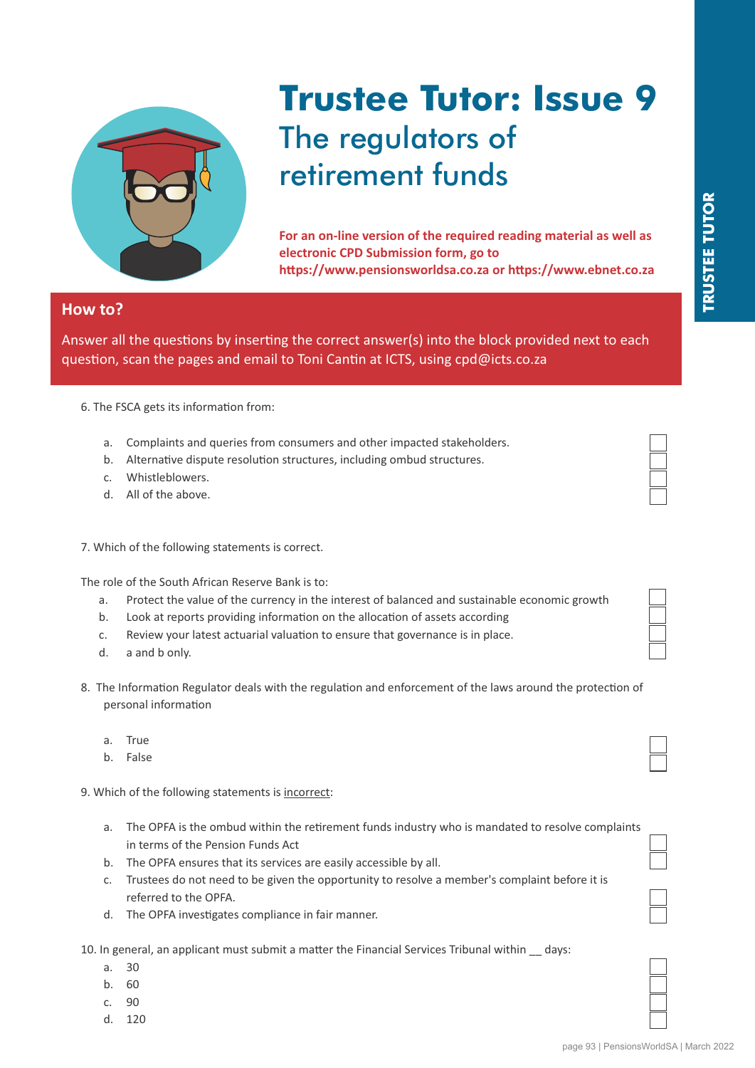# Trustee Tutor: Issue 9

## The regulators of retirement funds

**For an on-line version of the required reading material as well as electronic CPD Submission form, go to https://www.pensionsworldsa.co.za or https://www.ebnet.co.za**

### How to?

Answer all the questions by inserting the correct answer(s) into the block provided next to each question, scan the pages and email to Toni Cantin at ICTS, using cpd@icts.co.za

6. The FSCA gets its information from:

   a. Complaints and queries from consumers and other impacted stakeholders.
   b. Alternative dispute resolution structures, including ombud structures.
   c. Whistleblowers.
   d. All of the above.

7. Which of the following statements is correct.

   The role of the South African Reserve Bank is to:

   a. Protect the value of the currency in the interest of balanced and sustainable economic growth
   b. Look at reports providing information on the allocation of assets according
   c. Review your latest actuarial valuation to ensure that governance is in place.
   d. a and b only.

8. The Information Regulator deals with the regulation and enforcement of the laws around the protection of personal information

   a. True
   b. False

9. Which of the following statements is incorrect:

   a. The OPFA is the ombud within the retirement funds industry who is mandated to resolve complaints in terms of the Pension Funds Act
   b. The OPFA ensures that its services are easily accessible by all.
   c. Trustees do not need to be given the opportunity to resolve a member's complaint before it is referred to the OPFA.
   d. The OPFA investigates compliance in fair manner.

10. In general, an applicant must submit a matter the Financial Services Tribunal within __ days:

    a. 30
    b. 60
    c. 90
    d. 120